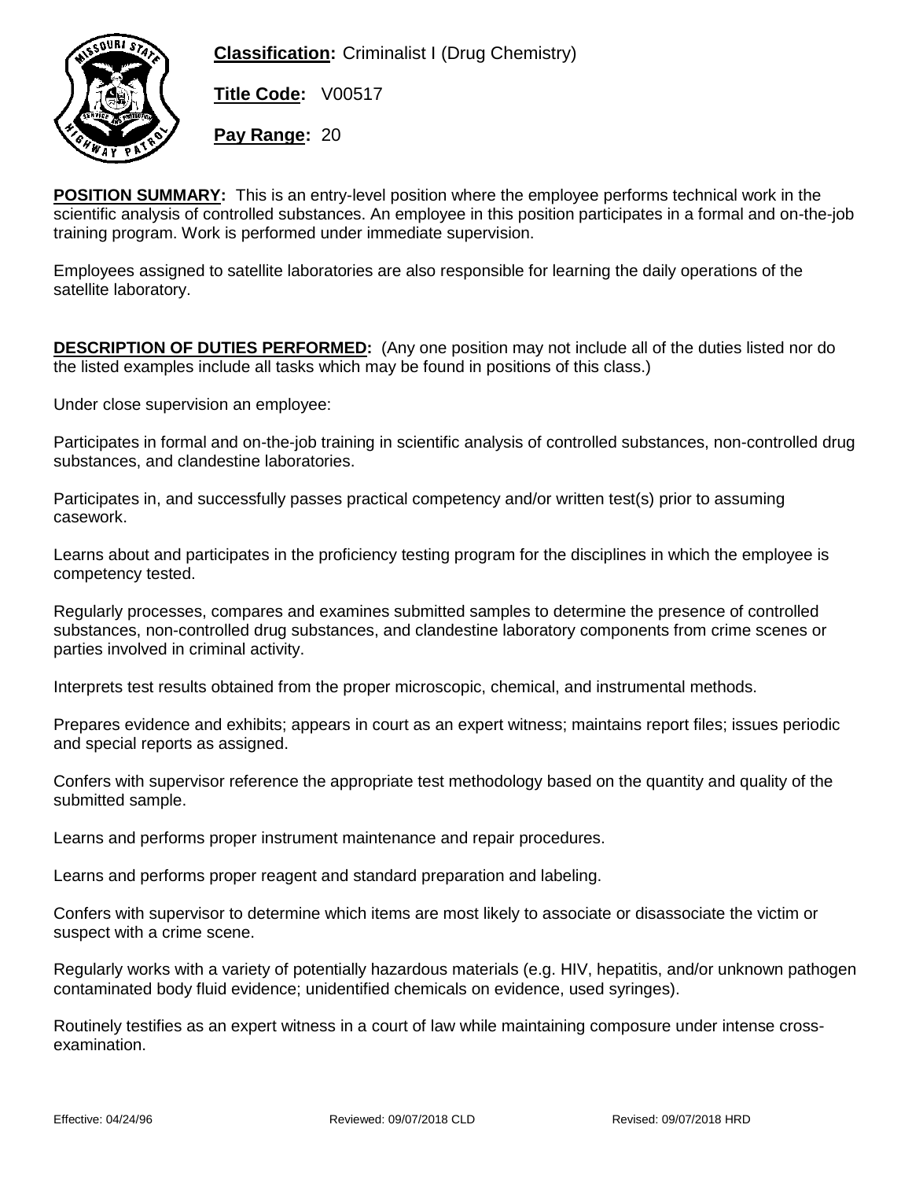**Classification:** Criminalist I (Drug Chemistry)

**Title Code:** V00517

**Pay Range:** 20

**POSITION SUMMARY:** This is an entry-level position where the employee performs technical work in the scientific analysis of controlled substances. An employee in this position participates in a formal and on-the-job training program. Work is performed under immediate supervision.

Employees assigned to satellite laboratories are also responsible for learning the daily operations of the satellite laboratory.

**DESCRIPTION OF DUTIES PERFORMED:** (Any one position may not include all of the duties listed nor do the listed examples include all tasks which may be found in positions of this class.)

Under close supervision an employee:

Participates in formal and on-the-job training in scientific analysis of controlled substances, non-controlled drug substances, and clandestine laboratories.

Participates in, and successfully passes practical competency and/or written test(s) prior to assuming casework.

Learns about and participates in the proficiency testing program for the disciplines in which the employee is competency tested.

Regularly processes, compares and examines submitted samples to determine the presence of controlled substances, non-controlled drug substances, and clandestine laboratory components from crime scenes or parties involved in criminal activity.

Interprets test results obtained from the proper microscopic, chemical, and instrumental methods.

Prepares evidence and exhibits; appears in court as an expert witness; maintains report files; issues periodic and special reports as assigned.

Confers with supervisor reference the appropriate test methodology based on the quantity and quality of the submitted sample.

Learns and performs proper instrument maintenance and repair procedures.

Learns and performs proper reagent and standard preparation and labeling.

Confers with supervisor to determine which items are most likely to associate or disassociate the victim or suspect with a crime scene.

Regularly works with a variety of potentially hazardous materials (e.g. HIV, hepatitis, and/or unknown pathogen contaminated body fluid evidence; unidentified chemicals on evidence, used syringes).

Routinely testifies as an expert witness in a court of law while maintaining composure under intense cross-examination.

Effective: 04/24/96 Reviewed: 09/07/2018 CLD Revised: 09/07/2018 HRD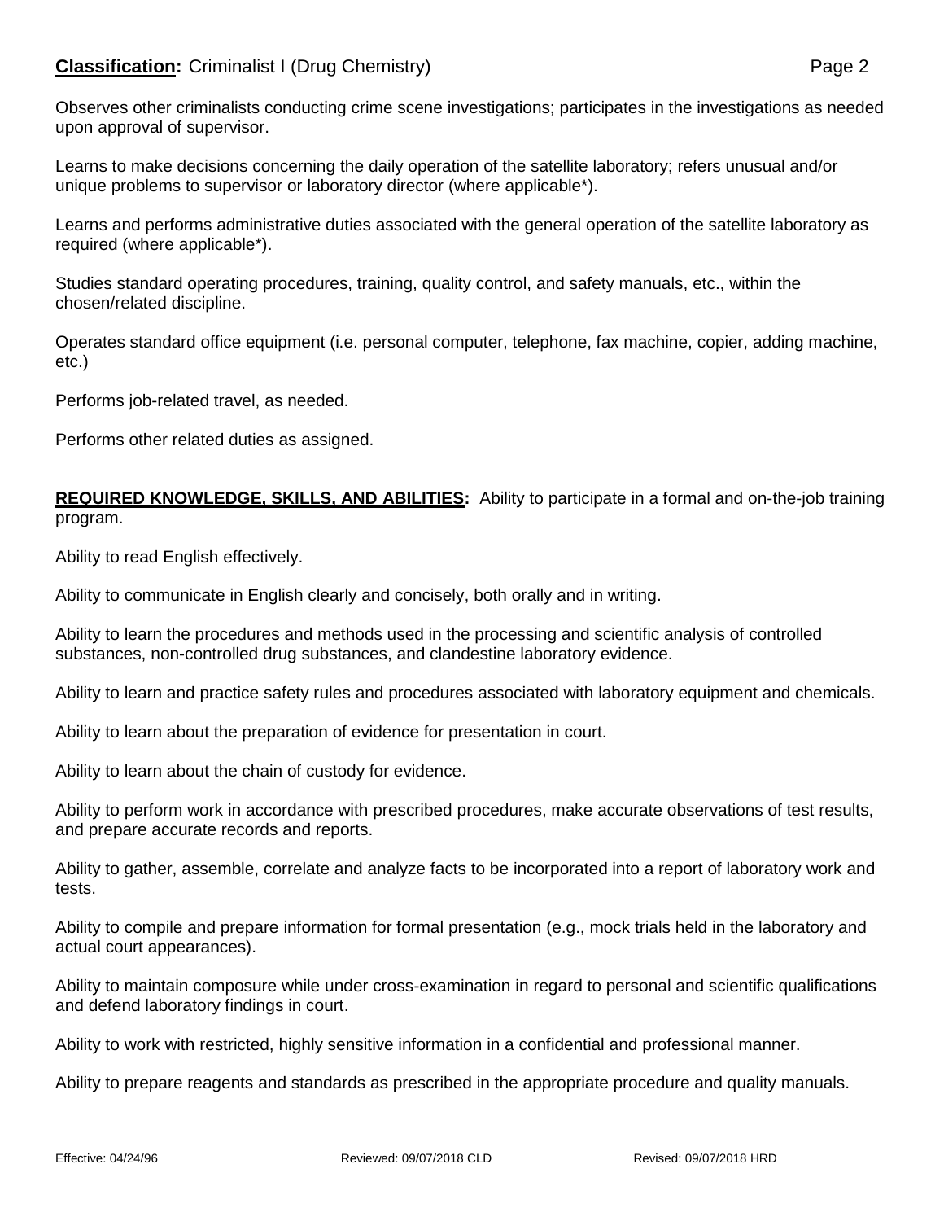Observes other criminalists conducting crime scene investigations; participates in the investigations as needed upon approval of supervisor.

Learns to make decisions concerning the daily operation of the satellite laboratory; refers unusual and/or unique problems to supervisor or laboratory director (where applicable*).

Learns and performs administrative duties associated with the general operation of the satellite laboratory as required (where applicable*).

Studies standard operating procedures, training, quality control, and safety manuals, etc., within the chosen/related discipline.

Operates standard office equipment (i.e. personal computer, telephone, fax machine, copier, adding machine, etc.)

Performs job-related travel, as needed.

Performs other related duties as assigned.

**REQUIRED KNOWLEDGE, SKILLS, AND ABILITIES:** Ability to participate in a formal and on-the-job training program.

Ability to read English effectively.

Ability to communicate in English clearly and concisely, both orally and in writing.

Ability to learn the procedures and methods used in the processing and scientific analysis of controlled substances, non-controlled drug substances, and clandestine laboratory evidence.

Ability to learn and practice safety rules and procedures associated with laboratory equipment and chemicals.

Ability to learn about the preparation of evidence for presentation in court.

Ability to learn about the chain of custody for evidence.

Ability to perform work in accordance with prescribed procedures, make accurate observations of test results, and prepare accurate records and reports.

Ability to gather, assemble, correlate and analyze facts to be incorporated into a report of laboratory work and tests.

Ability to compile and prepare information for formal presentation (e.g., mock trials held in the laboratory and actual court appearances).

Ability to maintain composure while under cross-examination in regard to personal and scientific qualifications and defend laboratory findings in court.

Ability to work with restricted, highly sensitive information in a confidential and professional manner.

Ability to prepare reagents and standards as prescribed in the appropriate procedure and quality manuals.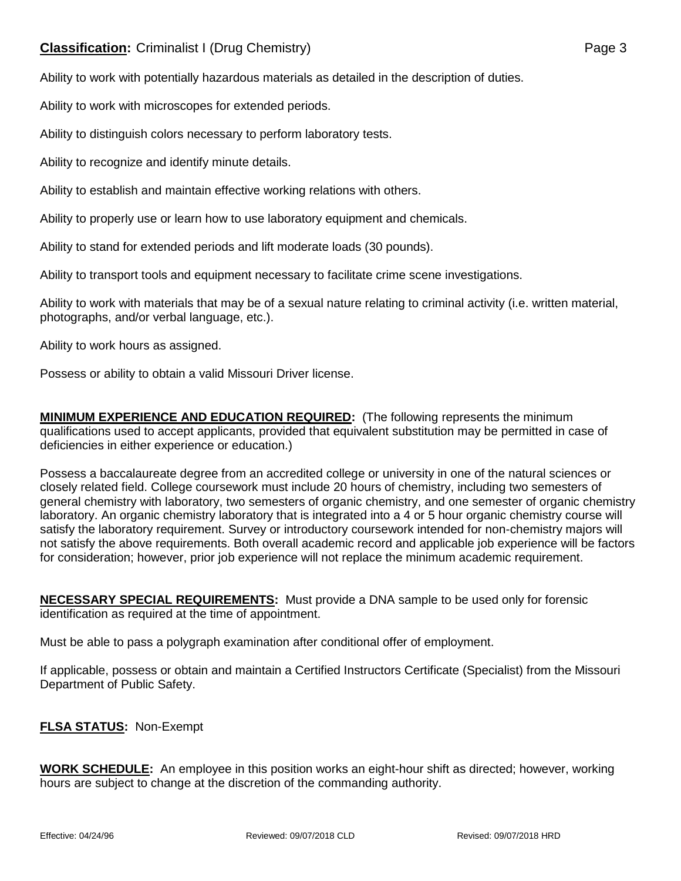Ability to work with potentially hazardous materials as detailed in the description of duties.

Ability to work with microscopes for extended periods.

Ability to distinguish colors necessary to perform laboratory tests.

Ability to recognize and identify minute details.

Ability to establish and maintain effective working relations with others.

Ability to properly use or learn how to use laboratory equipment and chemicals.

Ability to stand for extended periods and lift moderate loads (30 pounds).

Ability to transport tools and equipment necessary to facilitate crime scene investigations.

Ability to work with materials that may be of a sexual nature relating to criminal activity (i.e. written material, photographs, and/or verbal language, etc.).

Ability to work hours as assigned.

Possess or ability to obtain a valid Missouri Driver license.

**MINIMUM EXPERIENCE AND EDUCATION REQUIRED:** (The following represents the minimum qualifications used to accept applicants, provided that equivalent substitution may be permitted in case of deficiencies in either experience or education.)

Possess a baccalaureate degree from an accredited college or university in one of the natural sciences or closely related field. College coursework must include 20 hours of chemistry, including two semesters of general chemistry with laboratory, two semesters of organic chemistry, and one semester of organic chemistry laboratory. An organic chemistry laboratory that is integrated into a 4 or 5 hour organic chemistry course will satisfy the laboratory requirement. Survey or introductory coursework intended for non-chemistry majors will not satisfy the above requirements. Both overall academic record and applicable job experience will be factors for consideration; however, prior job experience will not replace the minimum academic requirement.

**NECESSARY SPECIAL REQUIREMENTS:** Must provide a DNA sample to be used only for forensic identification as required at the time of appointment.

Must be able to pass a polygraph examination after conditional offer of employment.

If applicable, possess or obtain and maintain a Certified Instructors Certificate (Specialist) from the Missouri Department of Public Safety.

**FLSA STATUS:** Non-Exempt

**WORK SCHEDULE:** An employee in this position works an eight-hour shift as directed; however, working hours are subject to change at the discretion of the commanding authority.

Effective: 04/24/96 Reviewed: 09/07/2018 CLD Revised: 09/07/2018 HRD